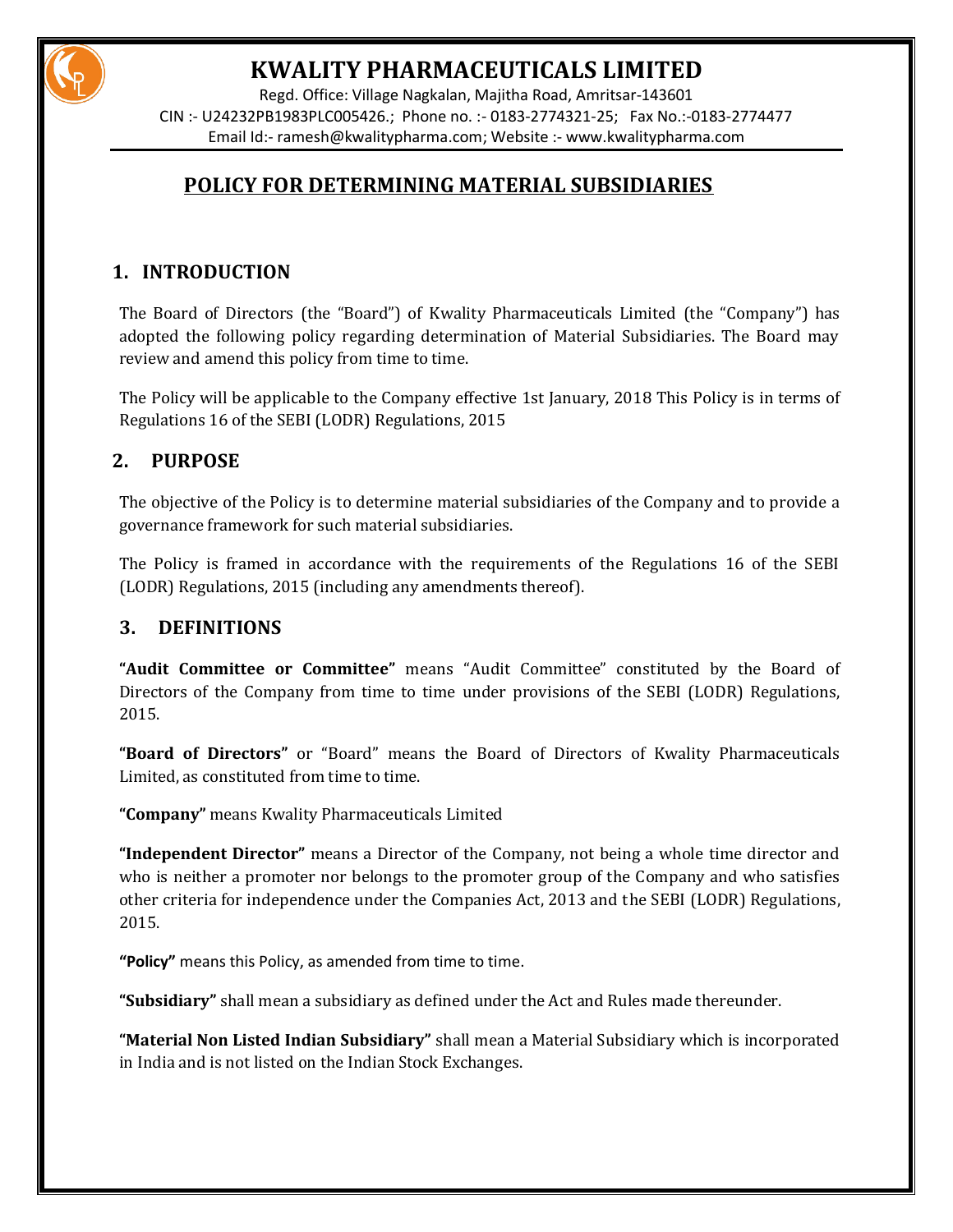# KWALITY PHARMACEUTICALS LIMITED

Regd. Office: Village Nagkalan, Majitha Road, Amritsar-143601
CIN :- U24232PB1983PLC005426.; Phone no. :- 0183-2774321-25; Fax No.:-0183-2774477
Email Id:- ramesh@kwalitypharma.com; Website :- www.kwalitypharma.com

## POLICY FOR DETERMINING MATERIAL SUBSIDIARIES

## 1. INTRODUCTION

The Board of Directors (the "Board") of Kwality Pharmaceuticals Limited (the "Company") has adopted the following policy regarding determination of Material Subsidiaries. The Board may review and amend this policy from time to time.

The Policy will be applicable to the Company effective 1st January, 2018 This Policy is in terms of Regulations 16 of the SEBI (LODR) Regulations, 2015

## 2. PURPOSE

The objective of the Policy is to determine material subsidiaries of the Company and to provide a governance framework for such material subsidiaries.

The Policy is framed in accordance with the requirements of the Regulations 16 of the SEBI (LODR) Regulations, 2015 (including any amendments thereof).

## 3. DEFINITIONS

**"Audit Committee or Committee"** means "Audit Committee" constituted by the Board of Directors of the Company from time to time under provisions of the SEBI (LODR) Regulations, 2015.

**"Board of Directors"** or "Board" means the Board of Directors of Kwality Pharmaceuticals Limited, as constituted from time to time.

**"Company"** means Kwality Pharmaceuticals Limited

**"Independent Director"** means a Director of the Company, not being a whole time director and who is neither a promoter nor belongs to the promoter group of the Company and who satisfies other criteria for independence under the Companies Act, 2013 and the SEBI (LODR) Regulations, 2015.

**"Policy"** means this Policy, as amended from time to time.

**"Subsidiary"** shall mean a subsidiary as defined under the Act and Rules made thereunder.

**"Material Non Listed Indian Subsidiary"** shall mean a Material Subsidiary which is incorporated in India and is not listed on the Indian Stock Exchanges.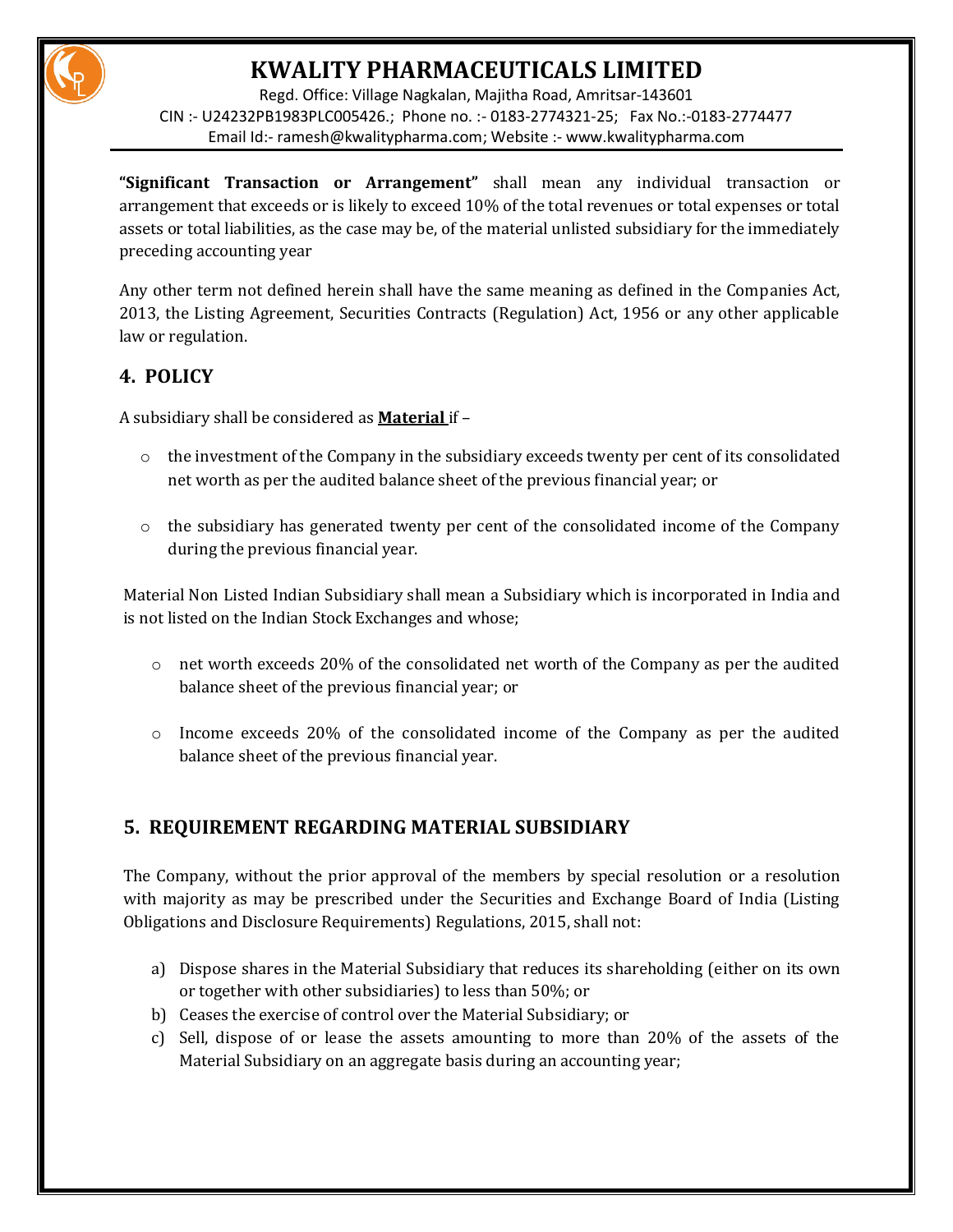**"Significant Transaction or Arrangement"** shall mean any individual transaction or arrangement that exceeds or is likely to exceed 10% of the total revenues or total expenses or total assets or total liabilities, as the case may be, of the material unlisted subsidiary for the immediately preceding accounting year

Any other term not defined herein shall have the same meaning as defined in the Companies Act, 2013, the Listing Agreement, Securities Contracts (Regulation) Act, 1956 or any other applicable law or regulation.

## 4. POLICY

A subsidiary shall be considered as **Material** if –

- the investment of the Company in the subsidiary exceeds twenty per cent of its consolidated net worth as per the audited balance sheet of the previous financial year; or
- the subsidiary has generated twenty per cent of the consolidated income of the Company during the previous financial year.

Material Non Listed Indian Subsidiary shall mean a Subsidiary which is incorporated in India and is not listed on the Indian Stock Exchanges and whose;

- net worth exceeds 20% of the consolidated net worth of the Company as per the audited balance sheet of the previous financial year; or
- Income exceeds 20% of the consolidated income of the Company as per the audited balance sheet of the previous financial year.

## 5. REQUIREMENT REGARDING MATERIAL SUBSIDIARY

The Company, without the prior approval of the members by special resolution or a resolution with majority as may be prescribed under the Securities and Exchange Board of India (Listing Obligations and Disclosure Requirements) Regulations, 2015, shall not:

a) Dispose shares in the Material Subsidiary that reduces its shareholding (either on its own or together with other subsidiaries) to less than 50%; or
b) Ceases the exercise of control over the Material Subsidiary; or
c) Sell, dispose of or lease the assets amounting to more than 20% of the assets of the Material Subsidiary on an aggregate basis during an accounting year;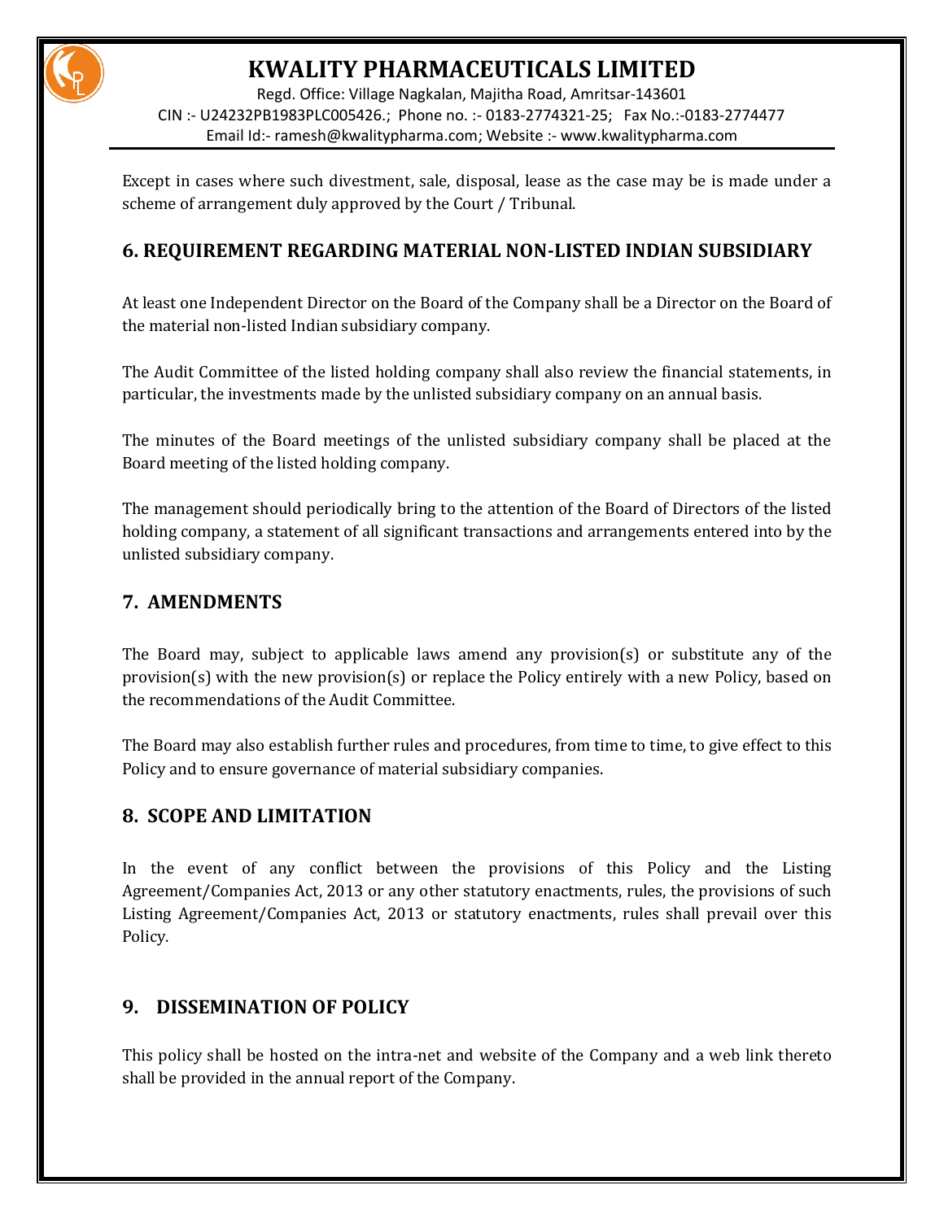Except in cases where such divestment, sale, disposal, lease as the case may be is made under a scheme of arrangement duly approved by the Court / Tribunal.

## 6. REQUIREMENT REGARDING MATERIAL NON-LISTED INDIAN SUBSIDIARY

At least one Independent Director on the Board of the Company shall be a Director on the Board of the material non-listed Indian subsidiary company.

The Audit Committee of the listed holding company shall also review the financial statements, in particular, the investments made by the unlisted subsidiary company on an annual basis.

The minutes of the Board meetings of the unlisted subsidiary company shall be placed at the Board meeting of the listed holding company.

The management should periodically bring to the attention of the Board of Directors of the listed holding company, a statement of all significant transactions and arrangements entered into by the unlisted subsidiary company.

## 7. AMENDMENTS

The Board may, subject to applicable laws amend any provision(s) or substitute any of the provision(s) with the new provision(s) or replace the Policy entirely with a new Policy, based on the recommendations of the Audit Committee.

The Board may also establish further rules and procedures, from time to time, to give effect to this Policy and to ensure governance of material subsidiary companies.

## 8. SCOPE AND LIMITATION

In the event of any conflict between the provisions of this Policy and the Listing Agreement/Companies Act, 2013 or any other statutory enactments, rules, the provisions of such Listing Agreement/Companies Act, 2013 or statutory enactments, rules shall prevail over this Policy.

## 9. DISSEMINATION OF POLICY

This policy shall be hosted on the intra-net and website of the Company and a web link thereto shall be provided in the annual report of the Company.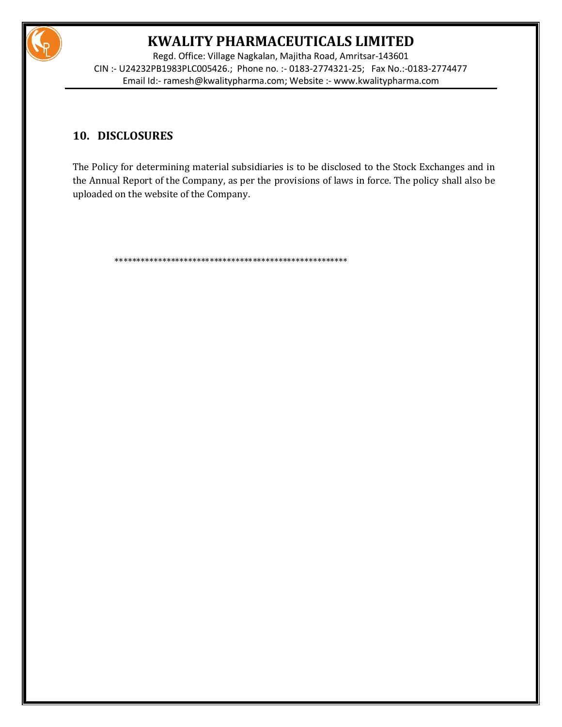## 10. DISCLOSURES

The Policy for determining material subsidiaries is to be disclosed to the Stock Exchanges and in the Annual Report of the Company, as per the provisions of laws in force. The policy shall also be uploaded on the website of the Company.

*******************************************************